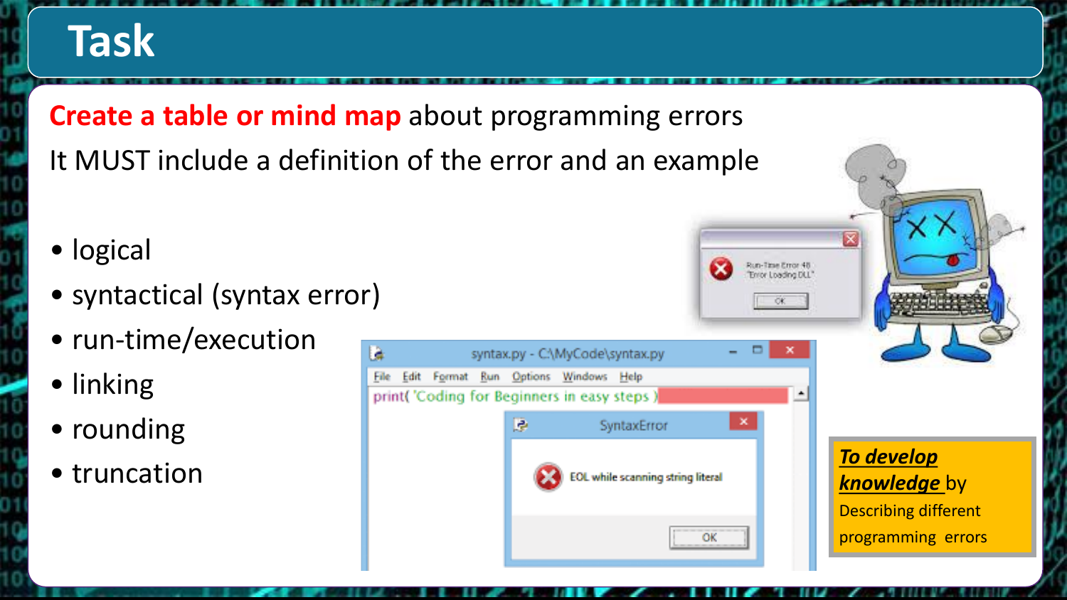# Task

**Create a table or mind map** about programming errors

It MUST include a definition of the error and an example

- logical
- syntactical (syntax error)
- run-time/execution
- linking
- rounding
- truncation

***To develop knowledge*** by Describing different programming errors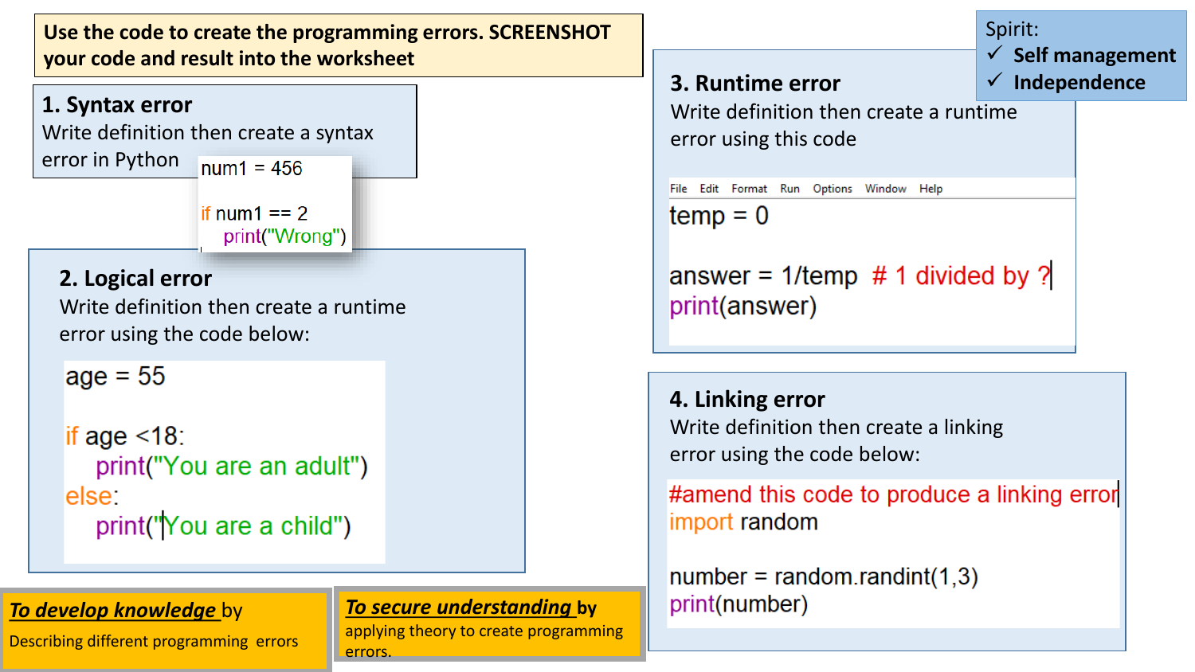**Use the code to create the programming errors. SCREENSHOT your code and result into the worksheet**

Spirit:
- ✓ **Self management**
- ✓ **Independence**

## 1. Syntax error

Write definition then create a syntax error in Python

```
num1 = 456

if num1 == 2
    print("Wrong")
```

## 2. Logical error

Write definition then create a runtime error using the code below:

```
age = 55

if age <18:
    print("You are an adult")
else:
    print("You are a child")
```

## 3. Runtime error

Write definition then create a runtime error using this code

File Edit Format Run Options Window Help

```
temp = 0

answer = 1/temp  # 1 divided by ?
print(answer)
```

## 4. Linking error

Write definition then create a linking error using the code below:

```
#amend this code to produce a linking error
import random

number = random.randint(1,3)
print(number)
```

***To develop knowledge*** by

Describing different programming errors

***To secure understanding*** by

applying theory to create programming errors.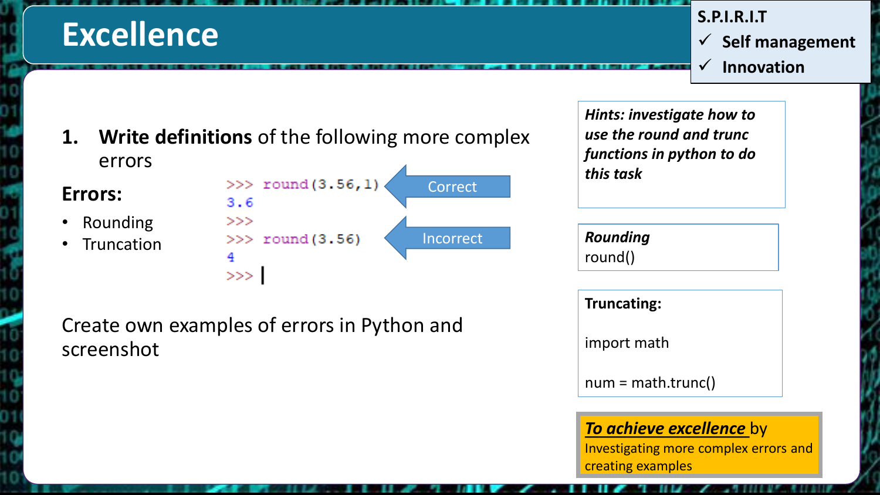# Excellence

**S.P.I.R.I.T**

- ✓ Self management
- ✓ Innovation

1. **Write definitions** of the following more complex errors

**Errors:**

- Rounding
- Truncation

```
>>> round(3.56,1)
3.6
>>>
>>> round(3.56)
4
>>>
```

Correct (round(3.56,1))

Incorrect (round(3.56))

Create own examples of errors in Python and screenshot

***Hints: investigate how to use the round and trunc functions in python to do this task***

***Rounding***
round()

**Truncating:**

import math

num = math.trunc()

***To achieve excellence*** by
Investigating more complex errors and creating examples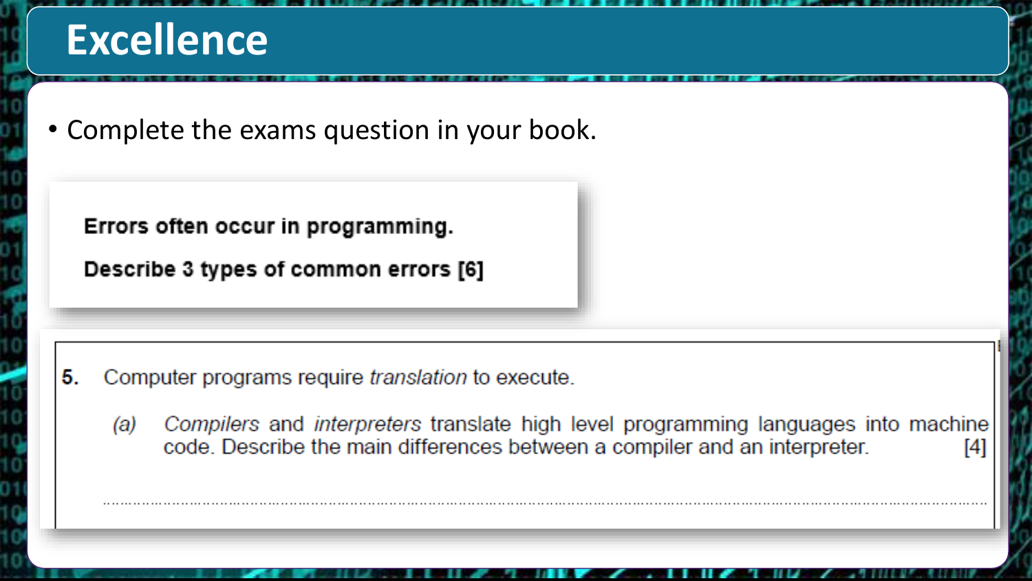# Excellence

- Complete the exams question in your book.

**Errors often occur in programming.**

**Describe 3 types of common errors [6]**

**5.** Computer programs require *translation* to execute.

(a) *Compilers* and *interpreters* translate high level programming languages into machine code. Describe the main differences between a compiler and an interpreter. [4]

..................................................................................................................................................